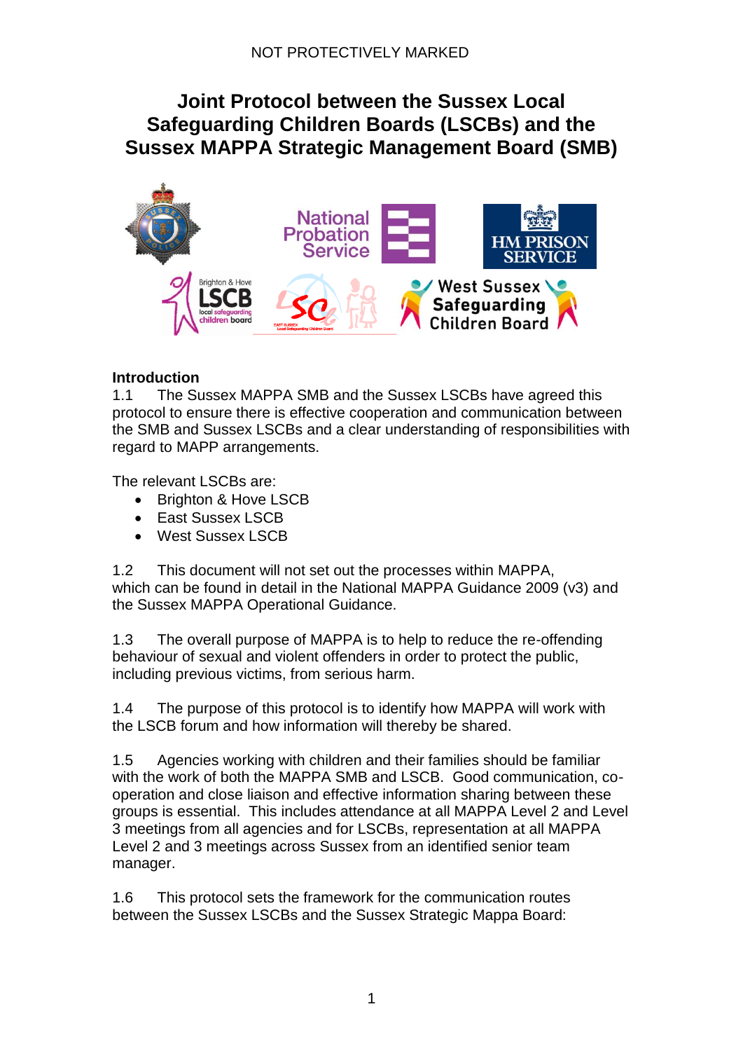NOT PROTECTIVELY MARKED

# Joint Protocol between the Sussex Local Safeguarding Children Boards (LSCBs) and the Sussex MAPPA Strategic Management Board (SMB)

**Introduction**

1.1 The Sussex MAPPA SMB and the Sussex LSCBs have agreed this protocol to ensure there is effective cooperation and communication between the SMB and Sussex LSCBs and a clear understanding of responsibilities with regard to MAPP arrangements.

The relevant LSCBs are:

- Brighton & Hove LSCB
- East Sussex LSCB
- West Sussex LSCB

1.2 This document will not set out the processes within MAPPA, which can be found in detail in the National MAPPA Guidance 2009 (v3) and the Sussex MAPPA Operational Guidance.

1.3 The overall purpose of MAPPA is to help to reduce the re-offending behaviour of sexual and violent offenders in order to protect the public, including previous victims, from serious harm.

1.4 The purpose of this protocol is to identify how MAPPA will work with the LSCB forum and how information will thereby be shared.

1.5 Agencies working with children and their families should be familiar with the work of both the MAPPA SMB and LSCB. Good communication, co-operation and close liaison and effective information sharing between these groups is essential. This includes attendance at all MAPPA Level 2 and Level 3 meetings from all agencies and for LSCBs, representation at all MAPPA Level 2 and 3 meetings across Sussex from an identified senior team manager.

1.6 This protocol sets the framework for the communication routes between the Sussex LSCBs and the Sussex Strategic Mappa Board: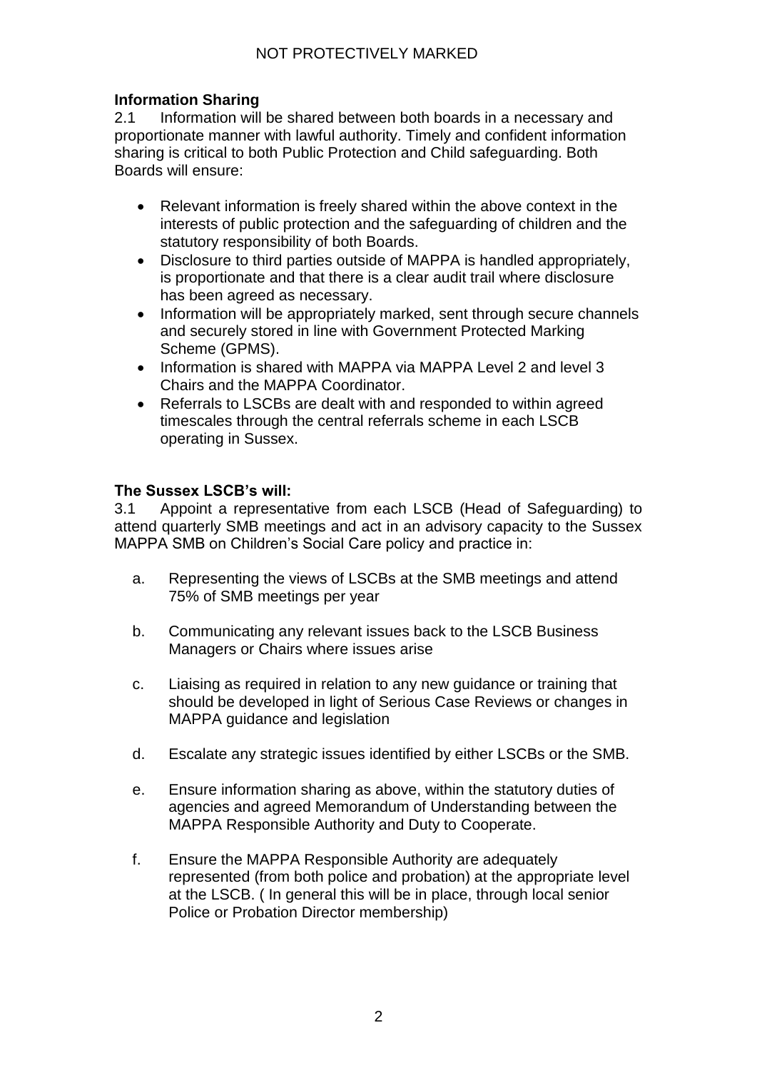## Information Sharing

2.1 Information will be shared between both boards in a necessary and proportionate manner with lawful authority. Timely and confident information sharing is critical to both Public Protection and Child safeguarding. Both Boards will ensure:

- Relevant information is freely shared within the above context in the interests of public protection and the safeguarding of children and the statutory responsibility of both Boards.
- Disclosure to third parties outside of MAPPA is handled appropriately, is proportionate and that there is a clear audit trail where disclosure has been agreed as necessary.
- Information will be appropriately marked, sent through secure channels and securely stored in line with Government Protected Marking Scheme (GPMS).
- Information is shared with MAPPA via MAPPA Level 2 and level 3 Chairs and the MAPPA Coordinator.
- Referrals to LSCBs are dealt with and responded to within agreed timescales through the central referrals scheme in each LSCB operating in Sussex.

## The Sussex LSCB's will:

3.1 Appoint a representative from each LSCB (Head of Safeguarding) to attend quarterly SMB meetings and act in an advisory capacity to the Sussex MAPPA SMB on Children's Social Care policy and practice in:

a. Representing the views of LSCBs at the SMB meetings and attend 75% of SMB meetings per year

b. Communicating any relevant issues back to the LSCB Business Managers or Chairs where issues arise

c. Liaising as required in relation to any new guidance or training that should be developed in light of Serious Case Reviews or changes in MAPPA guidance and legislation

d. Escalate any strategic issues identified by either LSCBs or the SMB.

e. Ensure information sharing as above, within the statutory duties of agencies and agreed Memorandum of Understanding between the MAPPA Responsible Authority and Duty to Cooperate.

f. Ensure the MAPPA Responsible Authority are adequately represented (from both police and probation) at the appropriate level at the LSCB. ( In general this will be in place, through local senior Police or Probation Director membership)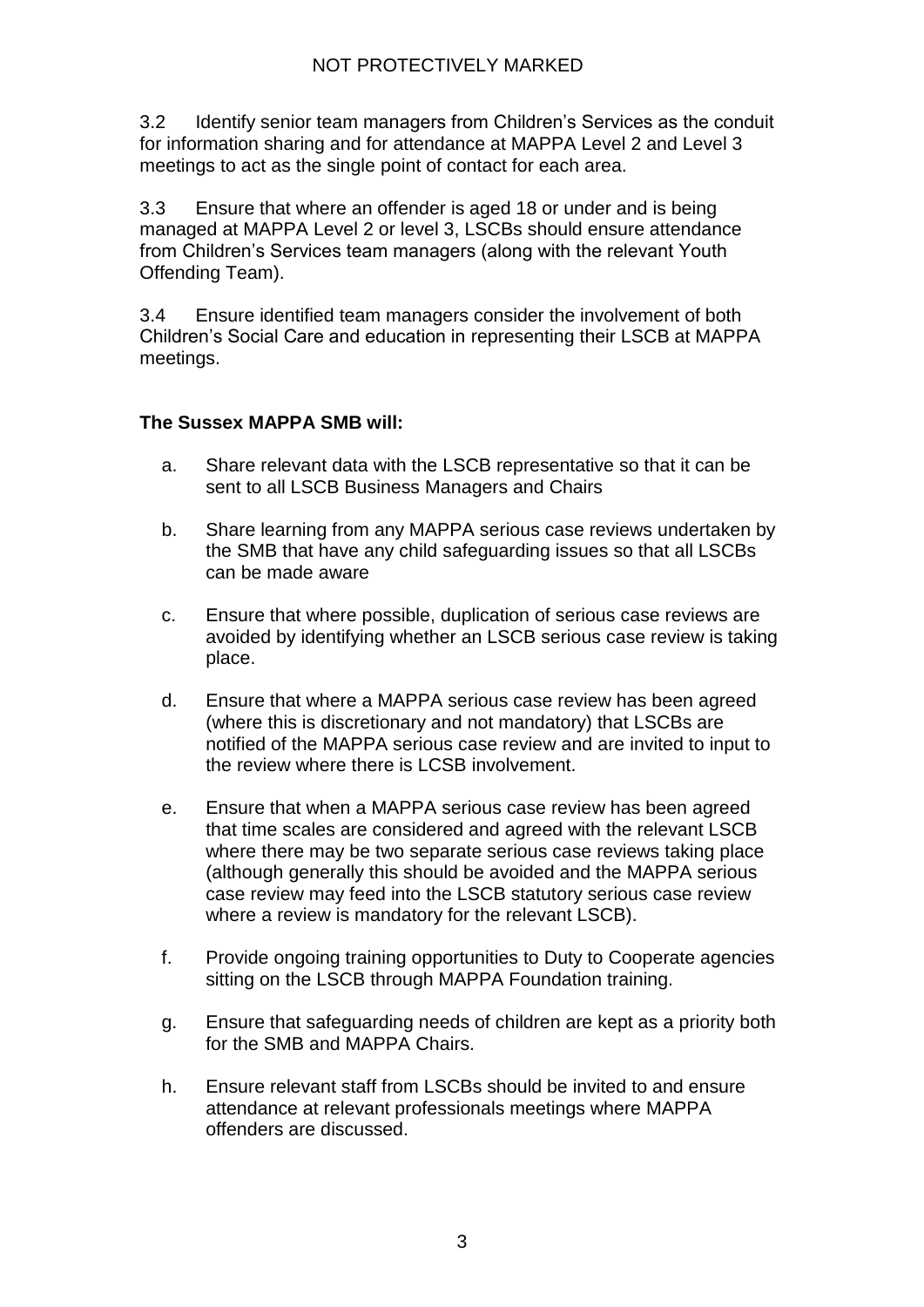3.2 Identify senior team managers from Children's Services as the conduit for information sharing and for attendance at MAPPA Level 2 and Level 3 meetings to act as the single point of contact for each area.

3.3 Ensure that where an offender is aged 18 or under and is being managed at MAPPA Level 2 or level 3, LSCBs should ensure attendance from Children's Services team managers (along with the relevant Youth Offending Team).

3.4 Ensure identified team managers consider the involvement of both Children's Social Care and education in representing their LSCB at MAPPA meetings.

**The Sussex MAPPA SMB will:**

a. Share relevant data with the LSCB representative so that it can be sent to all LSCB Business Managers and Chairs

b. Share learning from any MAPPA serious case reviews undertaken by the SMB that have any child safeguarding issues so that all LSCBs can be made aware

c. Ensure that where possible, duplication of serious case reviews are avoided by identifying whether an LSCB serious case review is taking place.

d. Ensure that where a MAPPA serious case review has been agreed (where this is discretionary and not mandatory) that LSCBs are notified of the MAPPA serious case review and are invited to input to the review where there is LCSB involvement.

e. Ensure that when a MAPPA serious case review has been agreed that time scales are considered and agreed with the relevant LSCB where there may be two separate serious case reviews taking place (although generally this should be avoided and the MAPPA serious case review may feed into the LSCB statutory serious case review where a review is mandatory for the relevant LSCB).

f. Provide ongoing training opportunities to Duty to Cooperate agencies sitting on the LSCB through MAPPA Foundation training.

g. Ensure that safeguarding needs of children are kept as a priority both for the SMB and MAPPA Chairs.

h. Ensure relevant staff from LSCBs should be invited to and ensure attendance at relevant professionals meetings where MAPPA offenders are discussed.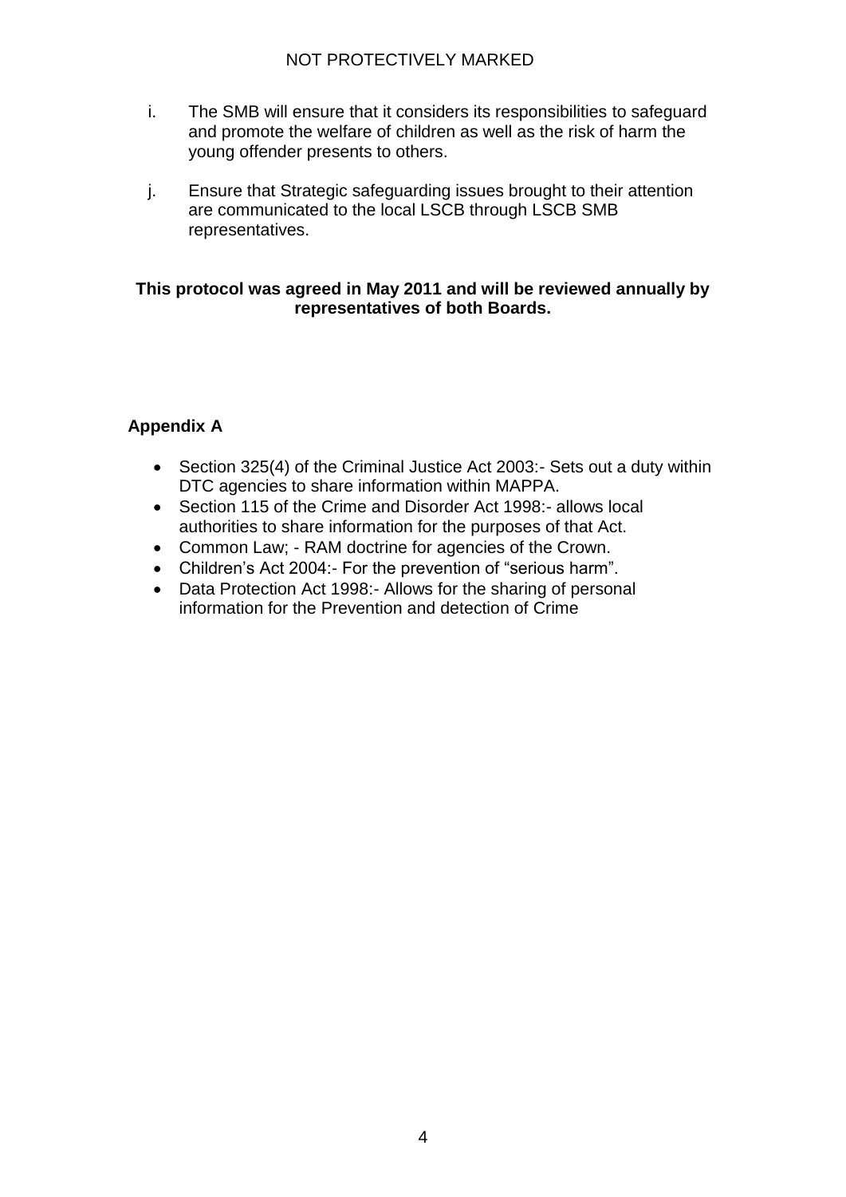i. The SMB will ensure that it considers its responsibilities to safeguard and promote the welfare of children as well as the risk of harm the young offender presents to others.

j. Ensure that Strategic safeguarding issues brought to their attention are communicated to the local LSCB through LSCB SMB representatives.

**This protocol was agreed in May 2011 and will be reviewed annually by representatives of both Boards.**

**Appendix A**

- Section 325(4) of the Criminal Justice Act 2003:- Sets out a duty within DTC agencies to share information within MAPPA.
- Section 115 of the Crime and Disorder Act 1998:- allows local authorities to share information for the purposes of that Act.
- Common Law; - RAM doctrine for agencies of the Crown.
- Children's Act 2004:- For the prevention of "serious harm".
- Data Protection Act 1998:- Allows for the sharing of personal information for the Prevention and detection of Crime